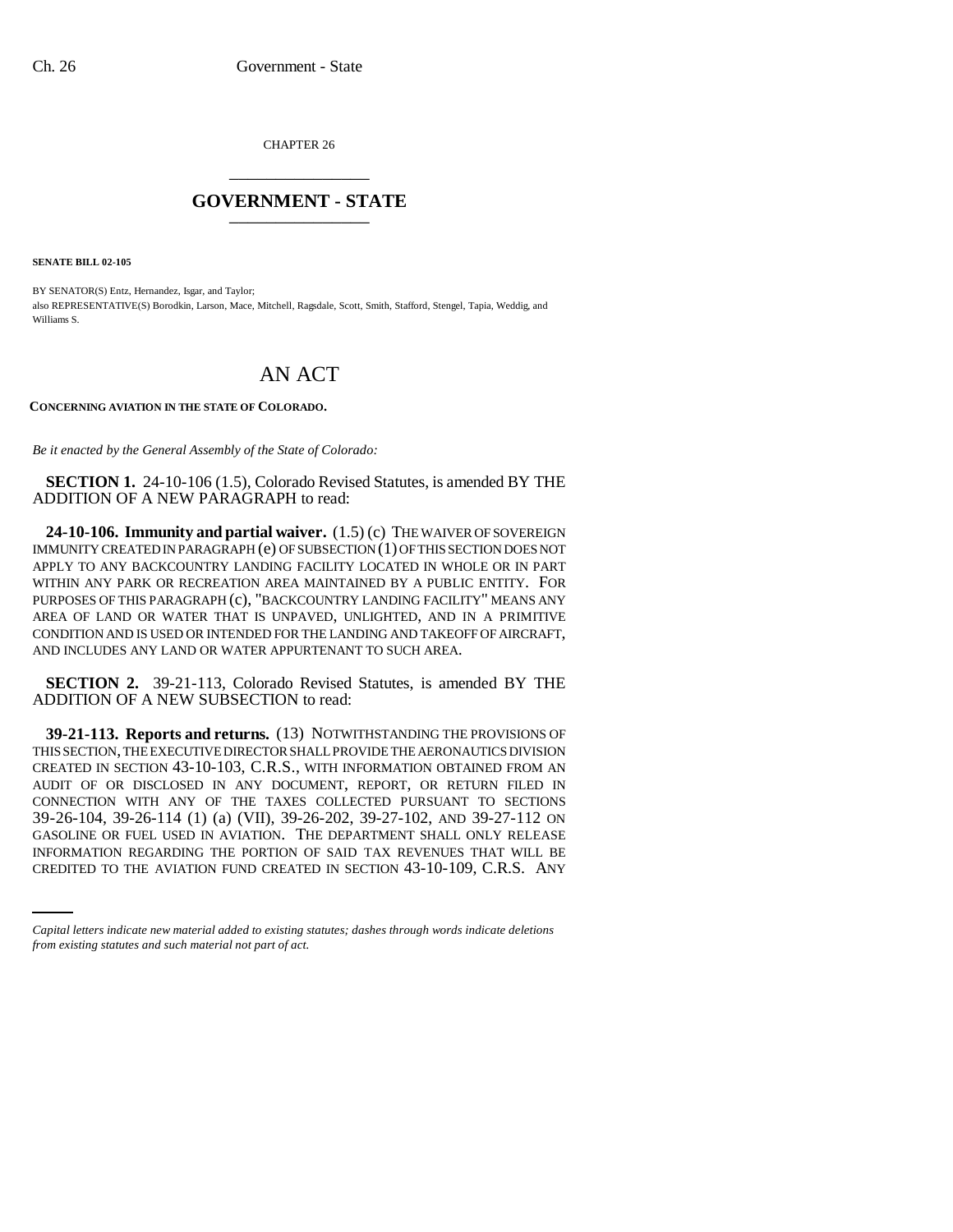CHAPTER 26

## GOVERNMENT - STATE

**SENATE BILL 02-105**

BY SENATOR(S) Entz, Hernandez, Isgar, and Taylor;
also REPRESENTATIVE(S) Borodkin, Larson, Mace, Mitchell, Ragsdale, Scott, Smith, Stafford, Stengel, Tapia, Weddig, and Williams S.

# AN ACT

**CONCERNING AVIATION IN THE STATE OF COLORADO.**

*Be it enacted by the General Assembly of the State of Colorado:*

**SECTION 1.** 24-10-106 (1.5), Colorado Revised Statutes, is amended BY THE ADDITION OF A NEW PARAGRAPH to read:

**24-10-106. Immunity and partial waiver.** (1.5) (c) THE WAIVER OF SOVEREIGN IMMUNITY CREATED IN PARAGRAPH (e) OF SUBSECTION (1) OF THIS SECTION DOES NOT APPLY TO ANY BACKCOUNTRY LANDING FACILITY LOCATED IN WHOLE OR IN PART WITHIN ANY PARK OR RECREATION AREA MAINTAINED BY A PUBLIC ENTITY. FOR PURPOSES OF THIS PARAGRAPH (c), "BACKCOUNTRY LANDING FACILITY" MEANS ANY AREA OF LAND OR WATER THAT IS UNPAVED, UNLIGHTED, AND IN A PRIMITIVE CONDITION AND IS USED OR INTENDED FOR THE LANDING AND TAKEOFF OF AIRCRAFT, AND INCLUDES ANY LAND OR WATER APPURTENANT TO SUCH AREA.

**SECTION 2.** 39-21-113, Colorado Revised Statutes, is amended BY THE ADDITION OF A NEW SUBSECTION to read:

**39-21-113. Reports and returns.** (13) NOTWITHSTANDING THE PROVISIONS OF THIS SECTION, THE EXECUTIVE DIRECTOR SHALL PROVIDE THE AERONAUTICS DIVISION CREATED IN SECTION 43-10-103, C.R.S., WITH INFORMATION OBTAINED FROM AN AUDIT OF OR DISCLOSED IN ANY DOCUMENT, REPORT, OR RETURN FILED IN CONNECTION WITH ANY OF THE TAXES COLLECTED PURSUANT TO SECTIONS 39-26-104, 39-26-114 (1) (a) (VII), 39-26-202, 39-27-102, AND 39-27-112 ON GASOLINE OR FUEL USED IN AVIATION. THE DEPARTMENT SHALL ONLY RELEASE INFORMATION REGARDING THE PORTION OF SAID TAX REVENUES THAT WILL BE CREDITED TO THE AVIATION FUND CREATED IN SECTION 43-10-109, C.R.S. ANY

*Capital letters indicate new material added to existing statutes; dashes through words indicate deletions from existing statutes and such material not part of act.*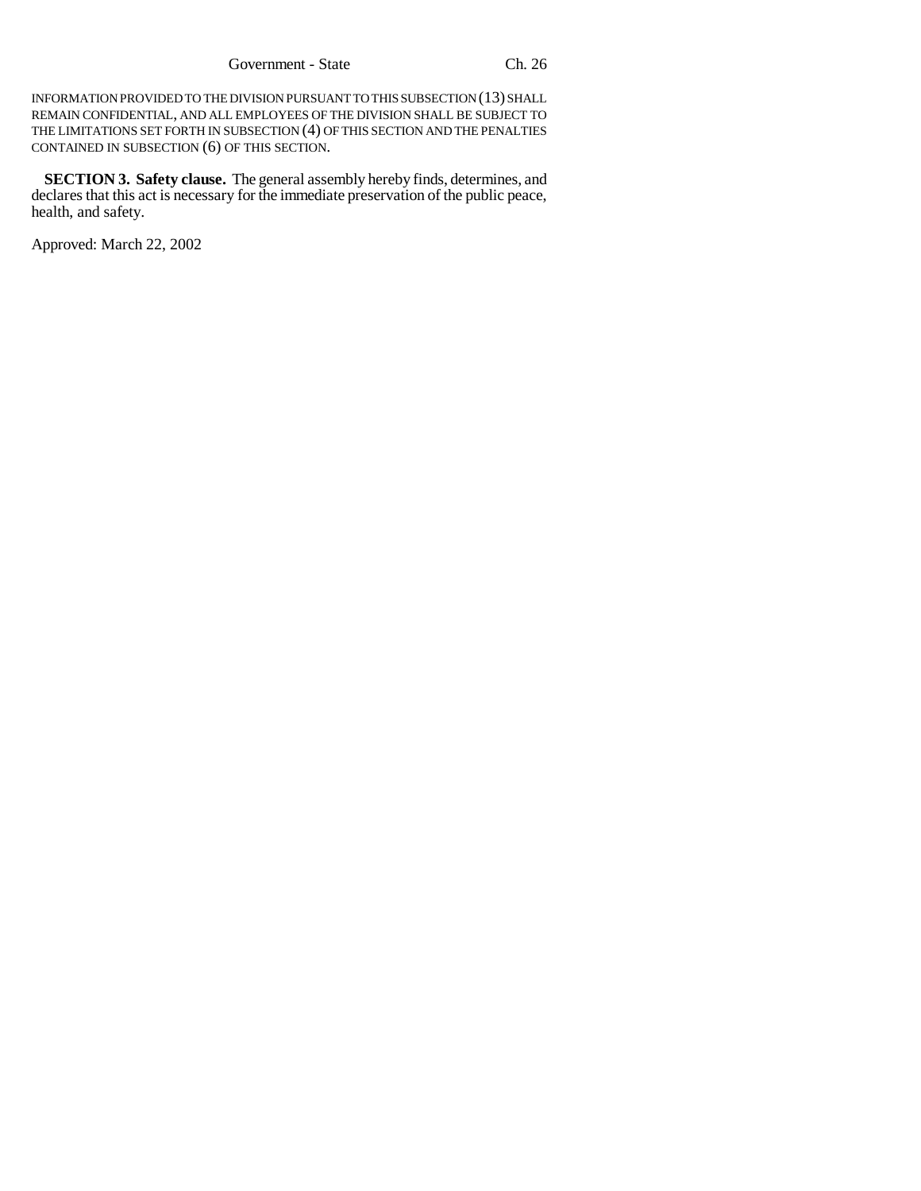INFORMATION PROVIDED TO THE DIVISION PURSUANT TO THIS SUBSECTION (13) SHALL REMAIN CONFIDENTIAL, AND ALL EMPLOYEES OF THE DIVISION SHALL BE SUBJECT TO THE LIMITATIONS SET FORTH IN SUBSECTION (4) OF THIS SECTION AND THE PENALTIES CONTAINED IN SUBSECTION (6) OF THIS SECTION.

**SECTION 3. Safety clause.** The general assembly hereby finds, determines, and declares that this act is necessary for the immediate preservation of the public peace, health, and safety.

Approved: March 22, 2002